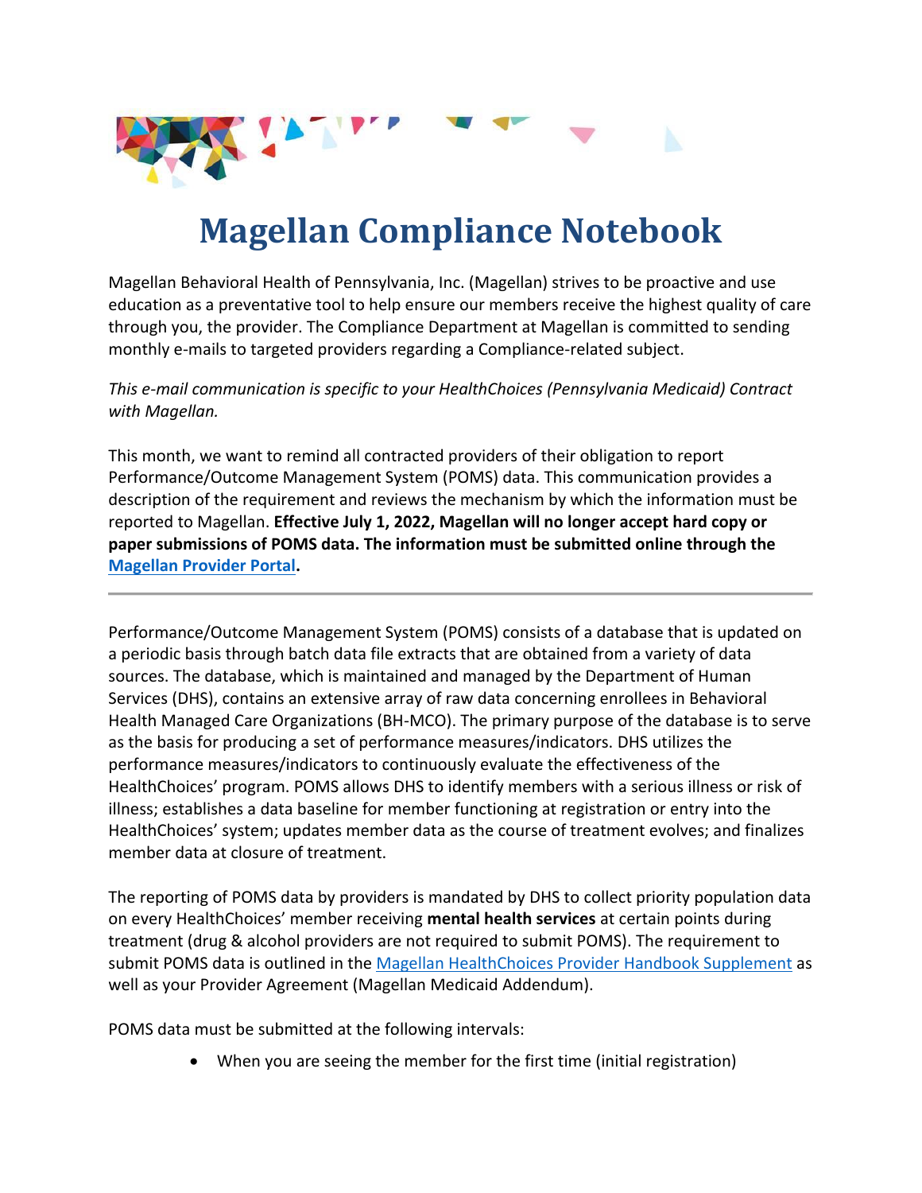# Magellan Compliance Notebook

Magellan Behavioral Health of Pennsylvania, Inc. (Magellan) strives to be proactive and use education as a preventative tool to help ensure our members receive the highest quality of care through you, the provider. The Compliance Department at Magellan is committed to sending monthly e-mails to targeted providers regarding a Compliance-related subject.

*This e-mail communication is specific to your HealthChoices (Pennsylvania Medicaid) Contract with Magellan.*

This month, we want to remind all contracted providers of their obligation to report Performance/Outcome Management System (POMS) data. This communication provides a description of the requirement and reviews the mechanism by which the information must be reported to Magellan. **Effective July 1, 2022, Magellan will no longer accept hard copy or paper submissions of POMS data. The information must be submitted online through the Magellan Provider Portal.**

---

Performance/Outcome Management System (POMS) consists of a database that is updated on a periodic basis through batch data file extracts that are obtained from a variety of data sources. The database, which is maintained and managed by the Department of Human Services (DHS), contains an extensive array of raw data concerning enrollees in Behavioral Health Managed Care Organizations (BH-MCO). The primary purpose of the database is to serve as the basis for producing a set of performance measures/indicators. DHS utilizes the performance measures/indicators to continuously evaluate the effectiveness of the HealthChoices' program. POMS allows DHS to identify members with a serious illness or risk of illness; establishes a data baseline for member functioning at registration or entry into the HealthChoices' system; updates member data as the course of treatment evolves; and finalizes member data at closure of treatment.

The reporting of POMS data by providers is mandated by DHS to collect priority population data on every HealthChoices' member receiving **mental health services** at certain points during treatment (drug & alcohol providers are not required to submit POMS). The requirement to submit POMS data is outlined in the Magellan HealthChoices Provider Handbook Supplement as well as your Provider Agreement (Magellan Medicaid Addendum).

POMS data must be submitted at the following intervals:

- When you are seeing the member for the first time (initial registration)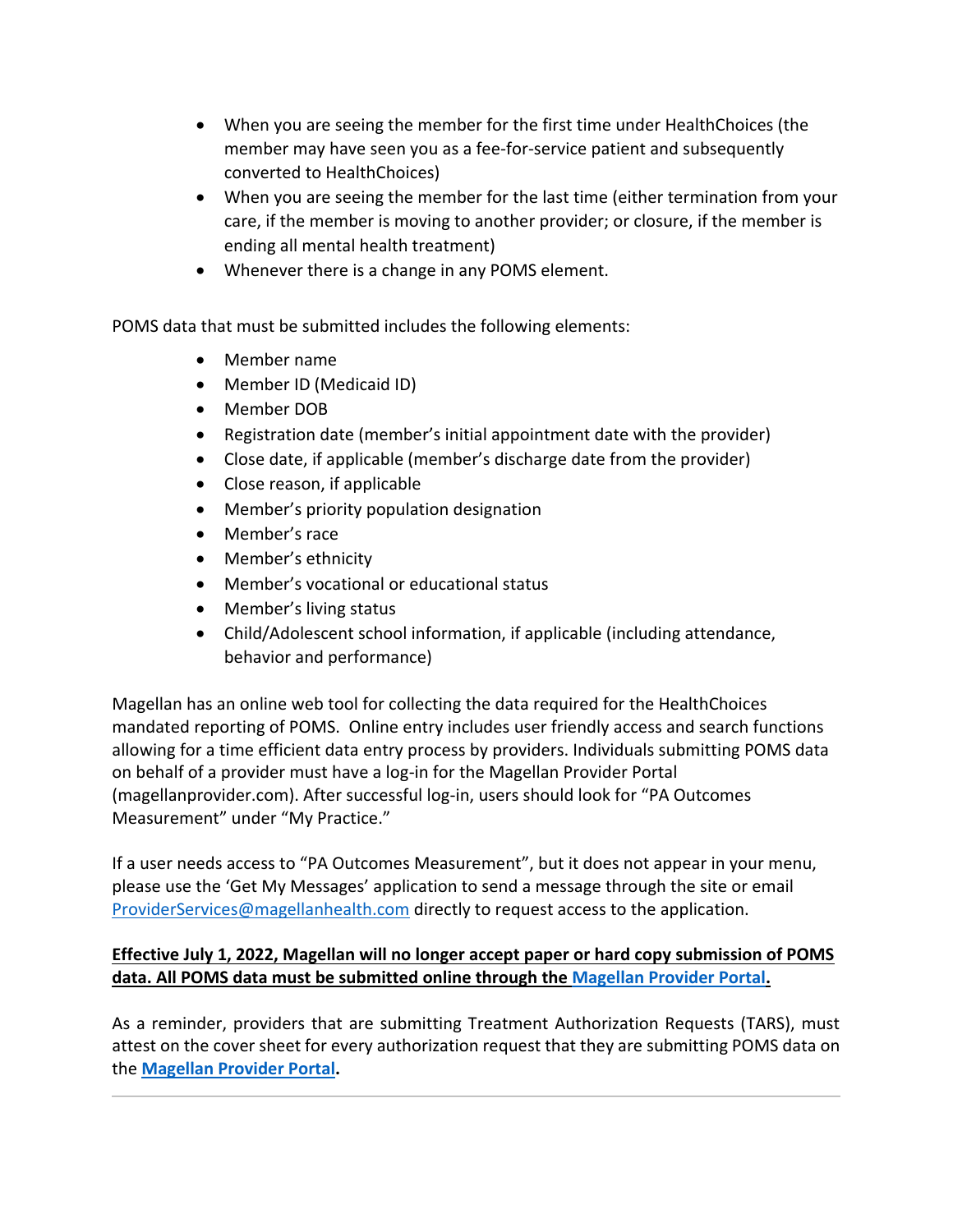- When you are seeing the member for the first time under HealthChoices (the member may have seen you as a fee-for-service patient and subsequently converted to HealthChoices)
- When you are seeing the member for the last time (either termination from your care, if the member is moving to another provider; or closure, if the member is ending all mental health treatment)
- Whenever there is a change in any POMS element.

POMS data that must be submitted includes the following elements:

- Member name
- Member ID (Medicaid ID)
- Member DOB
- Registration date (member's initial appointment date with the provider)
- Close date, if applicable (member's discharge date from the provider)
- Close reason, if applicable
- Member's priority population designation
- Member's race
- Member's ethnicity
- Member's vocational or educational status
- Member's living status
- Child/Adolescent school information, if applicable (including attendance, behavior and performance)

Magellan has an online web tool for collecting the data required for the HealthChoices mandated reporting of POMS. Online entry includes user friendly access and search functions allowing for a time efficient data entry process by providers. Individuals submitting POMS data on behalf of a provider must have a log-in for the Magellan Provider Portal (magellanprovider.com). After successful log-in, users should look for "PA Outcomes Measurement" under "My Practice."

If a user needs access to "PA Outcomes Measurement", but it does not appear in your menu, please use the 'Get My Messages' application to send a message through the site or email ProviderServices@magellanhealth.com directly to request access to the application.

**Effective July 1, 2022, Magellan will no longer accept paper or hard copy submission of POMS data. All POMS data must be submitted online through the Magellan Provider Portal.**

As a reminder, providers that are submitting Treatment Authorization Requests (TARS), must attest on the cover sheet for every authorization request that they are submitting POMS data on the **Magellan Provider Portal.**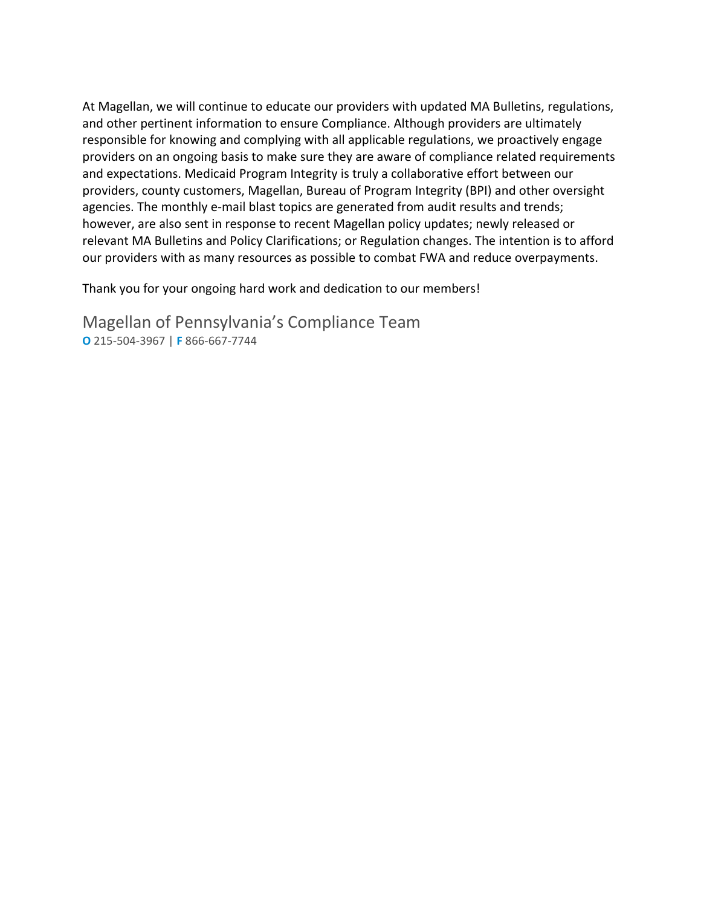At Magellan, we will continue to educate our providers with updated MA Bulletins, regulations, and other pertinent information to ensure Compliance. Although providers are ultimately responsible for knowing and complying with all applicable regulations, we proactively engage providers on an ongoing basis to make sure they are aware of compliance related requirements and expectations. Medicaid Program Integrity is truly a collaborative effort between our providers, county customers, Magellan, Bureau of Program Integrity (BPI) and other oversight agencies. The monthly e-mail blast topics are generated from audit results and trends; however, are also sent in response to recent Magellan policy updates; newly released or relevant MA Bulletins and Policy Clarifications; or Regulation changes. The intention is to afford our providers with as many resources as possible to combat FWA and reduce overpayments.

Thank you for your ongoing hard work and dedication to our members!

Magellan of Pennsylvania's Compliance Team

**O** 215-504-3967 | **F** 866-667-7744